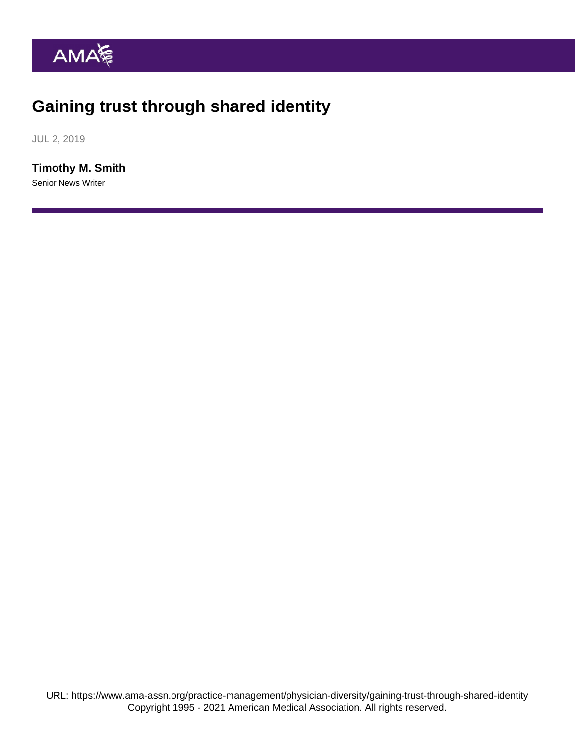# Gaining trust through shared identity

JUL 2, 2019

**Timothy M. Smith**

Senior News Writer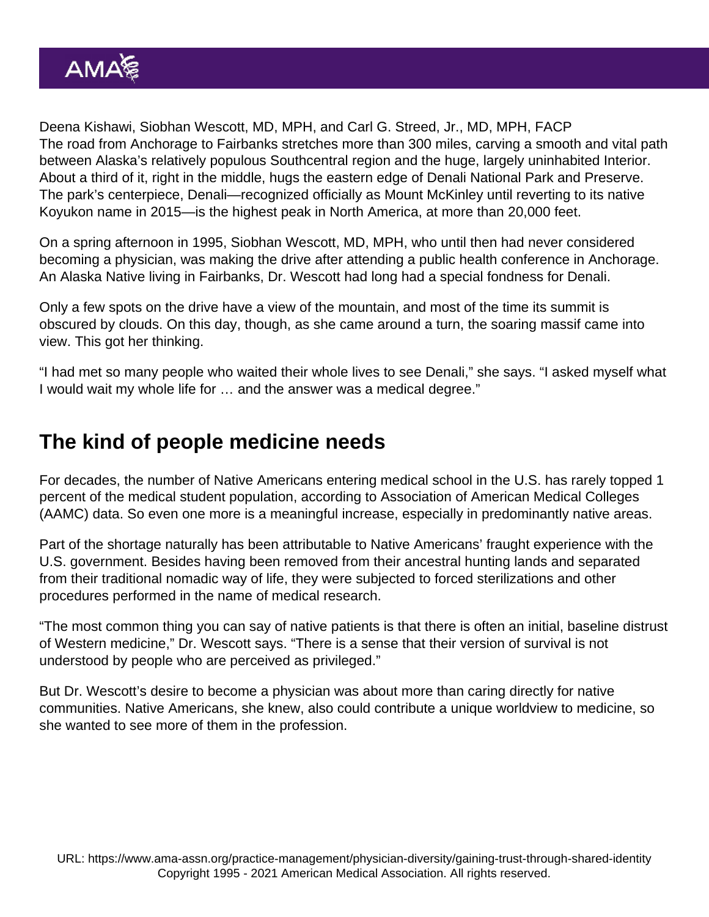Deena Kishawi, Siobhan Wescott, MD, MPH, and Carl G. Streed, Jr., MD, MPH, FACP

The road from Anchorage to Fairbanks stretches more than 300 miles, carving a smooth and vital path between Alaska's relatively populous Southcentral region and the huge, largely uninhabited Interior. About a third of it, right in the middle, hugs the eastern edge of Denali National Park and Preserve. The park's centerpiece, Denali—recognized officially as Mount McKinley until reverting to its native Koyukon name in 2015—is the highest peak in North America, at more than 20,000 feet.

On a spring afternoon in 1995, Siobhan Wescott, MD, MPH, who until then had never considered becoming a physician, was making the drive after attending a public health conference in Anchorage. An Alaska Native living in Fairbanks, Dr. Wescott had long had a special fondness for Denali.

Only a few spots on the drive have a view of the mountain, and most of the time its summit is obscured by clouds. On this day, though, as she came around a turn, the soaring massif came into view. This got her thinking.

"I had met so many people who waited their whole lives to see Denali," she says. "I asked myself what I would wait my whole life for … and the answer was a medical degree."

## The kind of people medicine needs

For decades, the number of Native Americans entering medical school in the U.S. has rarely topped 1 percent of the medical student population, according to Association of American Medical Colleges (AAMC) data. So even one more is a meaningful increase, especially in predominantly native areas.

Part of the shortage naturally has been attributable to Native Americans' fraught experience with the U.S. government. Besides having been removed from their ancestral hunting lands and separated from their traditional nomadic way of life, they were subjected to forced sterilizations and other procedures performed in the name of medical research.

"The most common thing you can say of native patients is that there is often an initial, baseline distrust of Western medicine," Dr. Wescott says. "There is a sense that their version of survival is not understood by people who are perceived as privileged."

But Dr. Wescott's desire to become a physician was about more than caring directly for native communities. Native Americans, she knew, also could contribute a unique worldview to medicine, so she wanted to see more of them in the profession.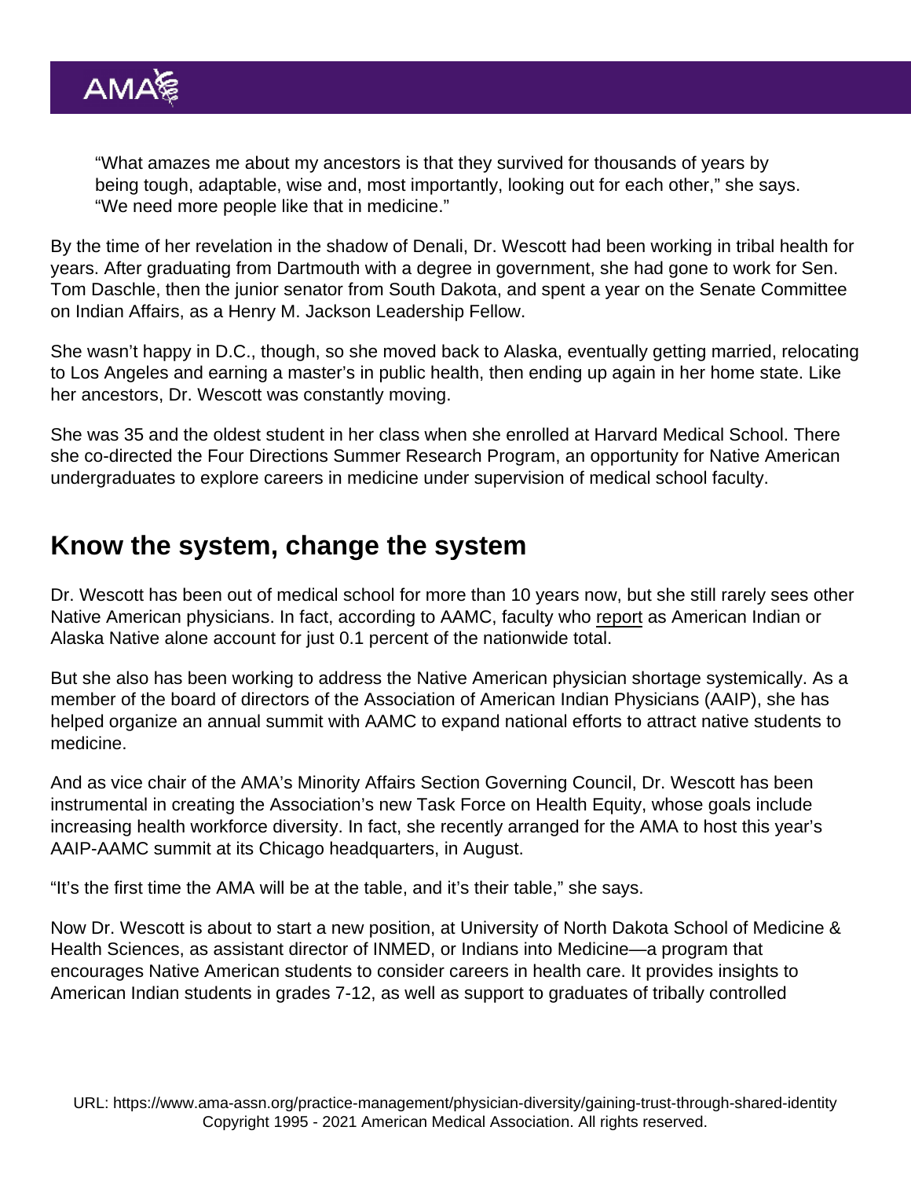"What amazes me about my ancestors is that they survived for thousands of years by being tough, adaptable, wise and, most importantly, looking out for each other," she says. "We need more people like that in medicine."

By the time of her revelation in the shadow of Denali, Dr. Wescott had been working in tribal health for years. After graduating from Dartmouth with a degree in government, she had gone to work for Sen. Tom Daschle, then the junior senator from South Dakota, and spent a year on the Senate Committee on Indian Affairs, as a Henry M. Jackson Leadership Fellow.

She wasn't happy in D.C., though, so she moved back to Alaska, eventually getting married, relocating to Los Angeles and earning a master's in public health, then ending up again in her home state. Like her ancestors, Dr. Wescott was constantly moving.

She was 35 and the oldest student in her class when she enrolled at Harvard Medical School. There she co-directed the Four Directions Summer Research Program, an opportunity for Native American undergraduates to explore careers in medicine under supervision of medical school faculty.

## Know the system, change the system

Dr. Wescott has been out of medical school for more than 10 years now, but she still rarely sees other Native American physicians. In fact, according to AAMC, faculty who report as American Indian or Alaska Native alone account for just 0.1 percent of the nationwide total.

But she also has been working to address the Native American physician shortage systemically. As a member of the board of directors of the Association of American Indian Physicians (AAIP), she has helped organize an annual summit with AAMC to expand national efforts to attract native students to medicine.

And as vice chair of the AMA's Minority Affairs Section Governing Council, Dr. Wescott has been instrumental in creating the Association's new Task Force on Health Equity, whose goals include increasing health workforce diversity. In fact, she recently arranged for the AMA to host this year's AAIP-AAMC summit at its Chicago headquarters, in August.

"It's the first time the AMA will be at the table, and it's their table," she says.

Now Dr. Wescott is about to start a new position, at University of North Dakota School of Medicine & Health Sciences, as assistant director of INMED, or Indians into Medicine—a program that encourages Native American students to consider careers in health care. It provides insights to American Indian students in grades 7-12, as well as support to graduates of tribally controlled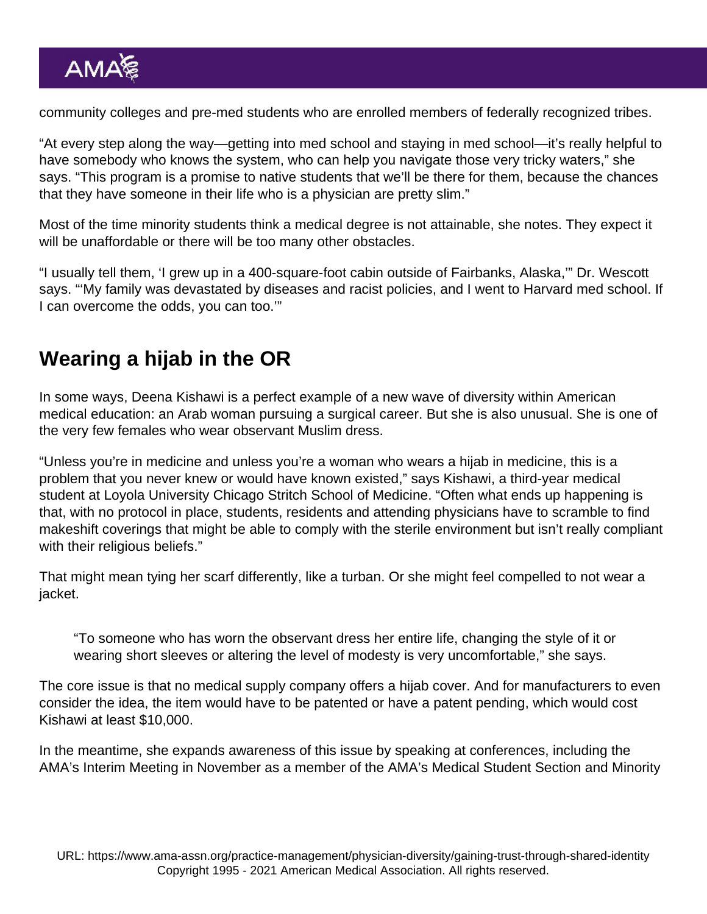community colleges and pre-med students who are enrolled members of federally recognized tribes.

“At every step along the way—getting into med school and staying in med school—it’s really helpful to have somebody who knows the system, who can help you navigate those very tricky waters,” she says. “This program is a promise to native students that we’ll be there for them, because the chances that they have someone in their life who is a physician are pretty slim.”

Most of the time minority students think a medical degree is not attainable, she notes. They expect it will be unaffordable or there will be too many other obstacles.

“I usually tell them, ‘I grew up in a 400-square-foot cabin outside of Fairbanks, Alaska,’” Dr. Wescott says. “‘My family was devastated by diseases and racist policies, and I went to Harvard med school. If I can overcome the odds, you can too.’”

## Wearing a hijab in the OR

In some ways, Deena Kishawi is a perfect example of a new wave of diversity within American medical education: an Arab woman pursuing a surgical career. But she is also unusual. She is one of the very few females who wear observant Muslim dress.

“Unless you’re in medicine and unless you’re a woman who wears a hijab in medicine, this is a problem that you never knew or would have known existed,” says Kishawi, a third-year medical student at Loyola University Chicago Stritch School of Medicine. “Often what ends up happening is that, with no protocol in place, students, residents and attending physicians have to scramble to find makeshift coverings that might be able to comply with the sterile environment but isn’t really compliant with their religious beliefs.”

That might mean tying her scarf differently, like a turban. Or she might feel compelled to not wear a jacket.

> “To someone who has worn the observant dress her entire life, changing the style of it or wearing short sleeves or altering the level of modesty is very uncomfortable,” she says.

The core issue is that no medical supply company offers a hijab cover. And for manufacturers to even consider the idea, the item would have to be patented or have a patent pending, which would cost Kishawi at least $10,000.

In the meantime, she expands awareness of this issue by speaking at conferences, including the AMA’s Interim Meeting in November as a member of the AMA’s Medical Student Section and Minority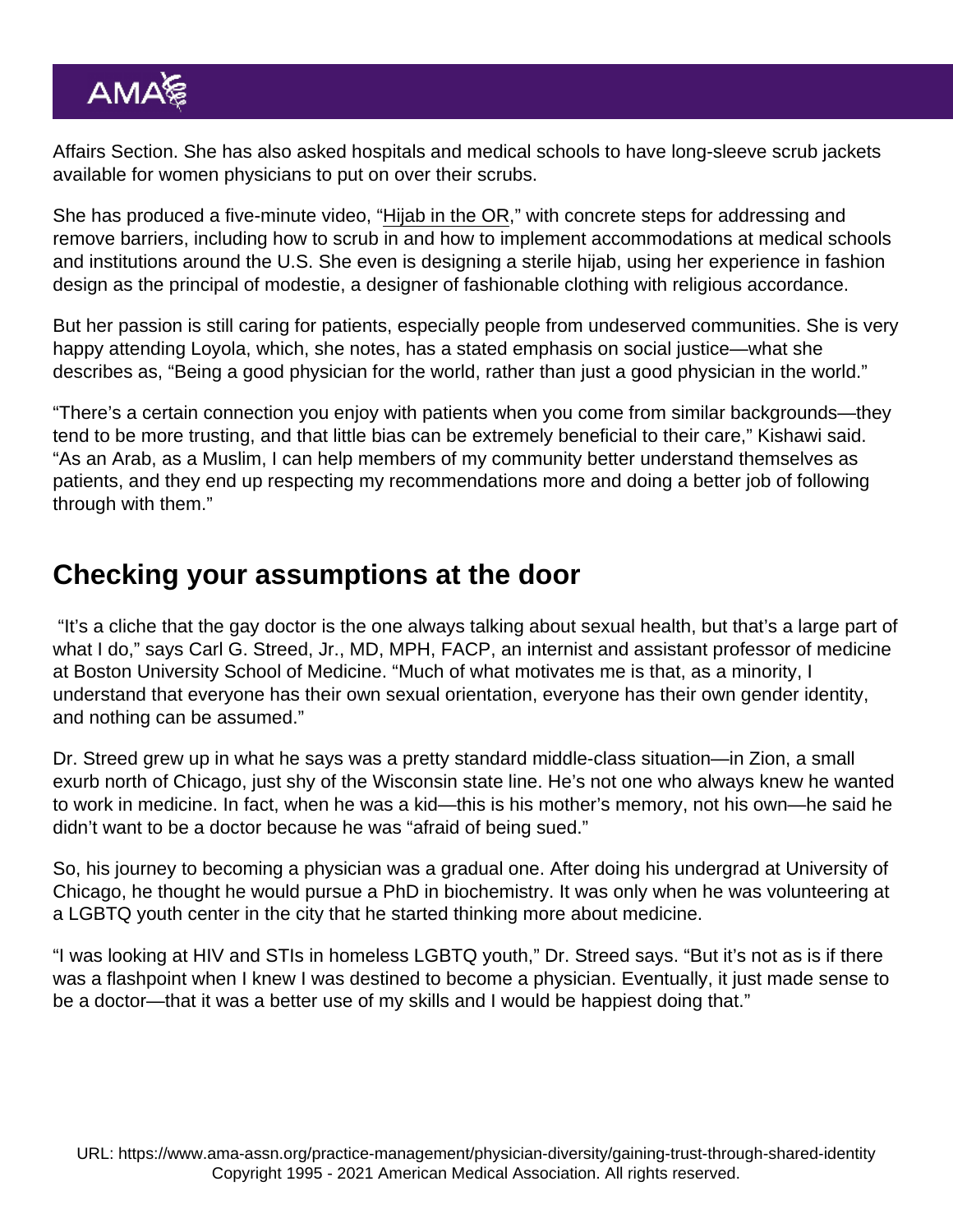Affairs Section. She has also asked hospitals and medical schools to have long-sleeve scrub jackets available for women physicians to put on over their scrubs.

She has produced a five-minute video, "Hijab in the OR," with concrete steps for addressing and remove barriers, including how to scrub in and how to implement accommodations at medical schools and institutions around the U.S. She even is designing a sterile hijab, using her experience in fashion design as the principal of modestie, a designer of fashionable clothing with religious accordance.

But her passion is still caring for patients, especially people from undeserved communities. She is very happy attending Loyola, which, she notes, has a stated emphasis on social justice—what she describes as, "Being a good physician for the world, rather than just a good physician in the world."

"There's a certain connection you enjoy with patients when you come from similar backgrounds—they tend to be more trusting, and that little bias can be extremely beneficial to their care," Kishawi said. "As an Arab, as a Muslim, I can help members of my community better understand themselves as patients, and they end up respecting my recommendations more and doing a better job of following through with them."

## Checking your assumptions at the door

"It's a cliche that the gay doctor is the one always talking about sexual health, but that's a large part of what I do," says Carl G. Streed, Jr., MD, MPH, FACP, an internist and assistant professor of medicine at Boston University School of Medicine. "Much of what motivates me is that, as a minority, I understand that everyone has their own sexual orientation, everyone has their own gender identity, and nothing can be assumed."

Dr. Streed grew up in what he says was a pretty standard middle-class situation—in Zion, a small exurb north of Chicago, just shy of the Wisconsin state line. He's not one who always knew he wanted to work in medicine. In fact, when he was a kid—this is his mother's memory, not his own—he said he didn't want to be a doctor because he was "afraid of being sued."

So, his journey to becoming a physician was a gradual one. After doing his undergrad at University of Chicago, he thought he would pursue a PhD in biochemistry. It was only when he was volunteering at a LGBTQ youth center in the city that he started thinking more about medicine.

"I was looking at HIV and STIs in homeless LGBTQ youth," Dr. Streed says. "But it's not as is if there was a flashpoint when I knew I was destined to become a physician. Eventually, it just made sense to be a doctor—that it was a better use of my skills and I would be happiest doing that."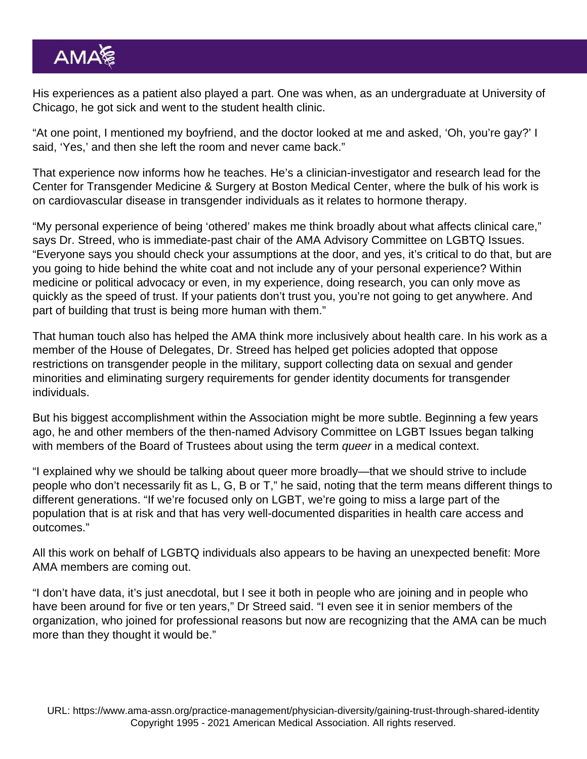His experiences as a patient also played a part. One was when, as an undergraduate at University of Chicago, he got sick and went to the student health clinic.

"At one point, I mentioned my boyfriend, and the doctor looked at me and asked, 'Oh, you're gay?' I said, 'Yes,' and then she left the room and never came back."

That experience now informs how he teaches. He's a clinician-investigator and research lead for the Center for Transgender Medicine & Surgery at Boston Medical Center, where the bulk of his work is on cardiovascular disease in transgender individuals as it relates to hormone therapy.

"My personal experience of being 'othered' makes me think broadly about what affects clinical care," says Dr. Streed, who is immediate-past chair of the AMA Advisory Committee on LGBTQ Issues. "Everyone says you should check your assumptions at the door, and yes, it's critical to do that, but are you going to hide behind the white coat and not include any of your personal experience? Within medicine or political advocacy or even, in my experience, doing research, you can only move as quickly as the speed of trust. If your patients don't trust you, you're not going to get anywhere. And part of building that trust is being more human with them."

That human touch also has helped the AMA think more inclusively about health care. In his work as a member of the House of Delegates, Dr. Streed has helped get policies adopted that oppose restrictions on transgender people in the military, support collecting data on sexual and gender minorities and eliminating surgery requirements for gender identity documents for transgender individuals.

But his biggest accomplishment within the Association might be more subtle. Beginning a few years ago, he and other members of the then-named Advisory Committee on LGBT Issues began talking with members of the Board of Trustees about using the term *queer* in a medical context.

"I explained why we should be talking about queer more broadly—that we should strive to include people who don't necessarily fit as L, G, B or T," he said, noting that the term means different things to different generations. "If we're focused only on LGBT, we're going to miss a large part of the population that is at risk and that has very well-documented disparities in health care access and outcomes."

All this work on behalf of LGBTQ individuals also appears to be having an unexpected benefit: More AMA members are coming out.

"I don't have data, it's just anecdotal, but I see it both in people who are joining and in people who have been around for five or ten years," Dr Streed said. "I even see it in senior members of the organization, who joined for professional reasons but now are recognizing that the AMA can be much more than they thought it would be."